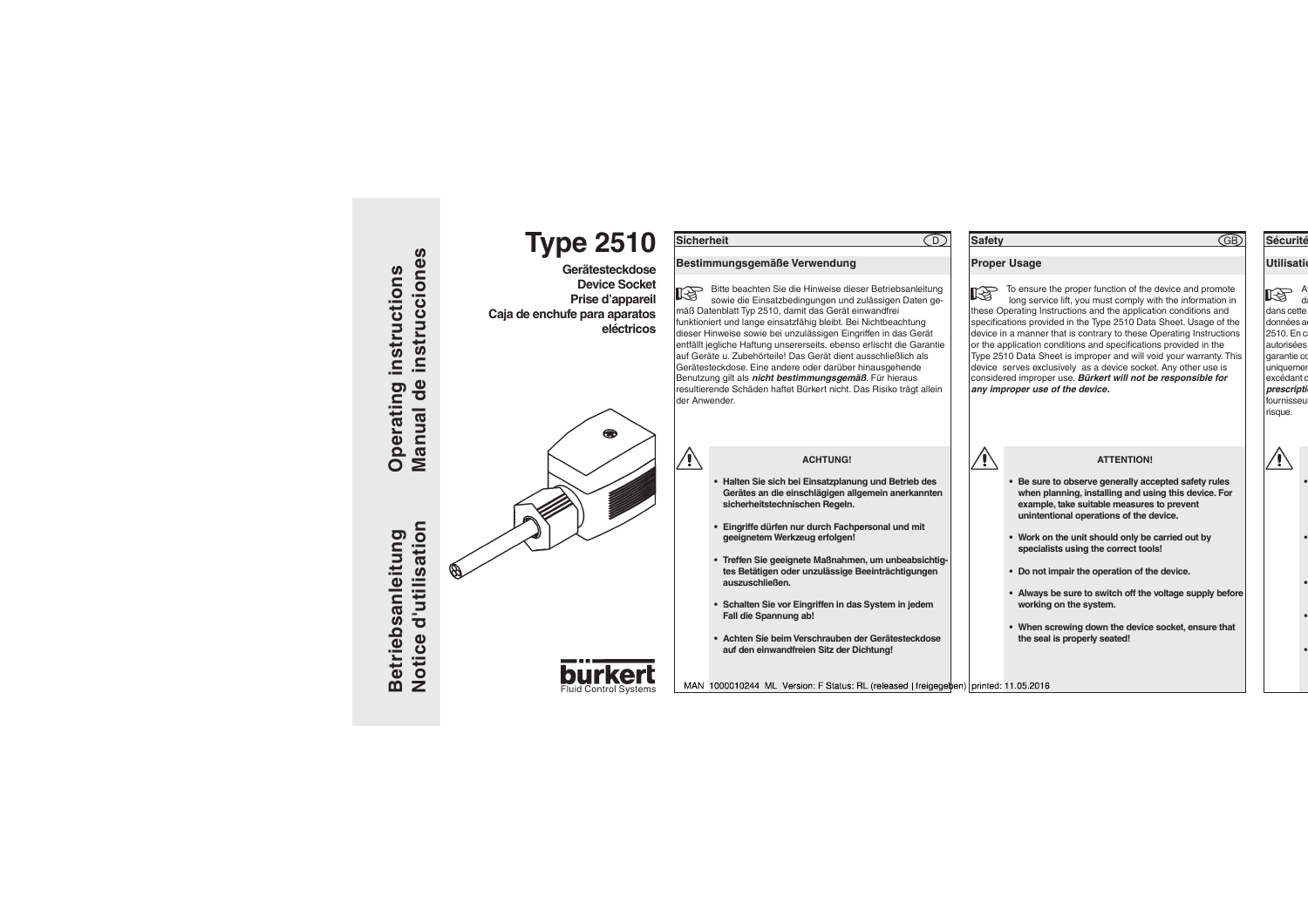# Type 2510

**Gerätesteckdose**
**Device Socket**
**Prise d'appareil**
**Caja de enchufe para aparatos eléctricos**

Betriebsanleitung
Operating instructions
Notice d'utilisation
Manual de instrucciones

bürkert
Fluid Control Systems

## Sicherheit (D)

### Bestimmungsgemäße Verwendung

Bitte beachten Sie die Hinweise dieser Betriebsanleitung sowie die Einsatzbedingungen und zulässigen Daten gemäß Datenblatt Typ 2510, damit das Gerät einwandfrei funktioniert und lange einsatzfähig bleibt. Bei Nichtbeachtung dieser Hinweise sowie bei unzulässigen Eingriffen in das Gerät entfällt jegliche Haftung unsererseits, ebenso erlischt die Garantie auf Geräte u. Zubehörteile! Das Gerät dient ausschließlich als Gerätesteckdose. Eine andere oder darüber hinausgehende Benutzung gilt als ***nicht bestimmungsgemäß***. Für hieraus resultierende Schäden haftet Bürkert nicht. Das Risiko trägt allein der Anwender.

**ACHTUNG!**

- **Halten Sie sich bei Einsatzplanung und Betrieb des Gerätes an die einschlägigen allgemein anerkannten sicherheitstechnischen Regeln.**
- **Eingriffe dürfen nur durch Fachpersonal und mit geeignetem Werkzeug erfolgen!**
- **Treffen Sie geeignete Maßnahmen, um unbeabsichtigtes Betätigen oder unzulässige Beeinträchtigungen auszuschließen.**
- **Schalten Sie vor Eingriffen in das System in jedem Fall die Spannung ab!**
- **Achten Sie beim Verschrauben der Gerätesteckdose auf den einwandfreien Sitz der Dichtung!**

## Safety (GB)

### Proper Usage

To ensure the proper function of the device and promote long service lift, you must comply with the information in these Operating Instructions and the application conditions and specifications provided in the Type 2510 Data Sheet. Usage of the device in a manner that is contrary to these Operating Instructions or the application conditions and specifications provided in the Type 2510 Data Sheet is improper and will void your warranty. This device serves exclusively as a device socket. Any other use is considered improper use. ***Bürkert will not be responsible for any improper use of the device.***

**ATTENTION!**

- **Be sure to observe generally accepted safety rules when planning, installing and using this device. For example, take suitable measures to prevent unintentional operations of the device.**
- **Work on the unit should only be carried out by specialists using the correct tools!**
- **Do not impair the operation of the device.**
- **Always be sure to switch off the voltage supply before working on the system.**
- **When screwing down the device socket, ensure that the seal is properly seated!**

MAN 1000010244 ML Version: F Status: RL (released | freigegeben) printed: 11.05.2016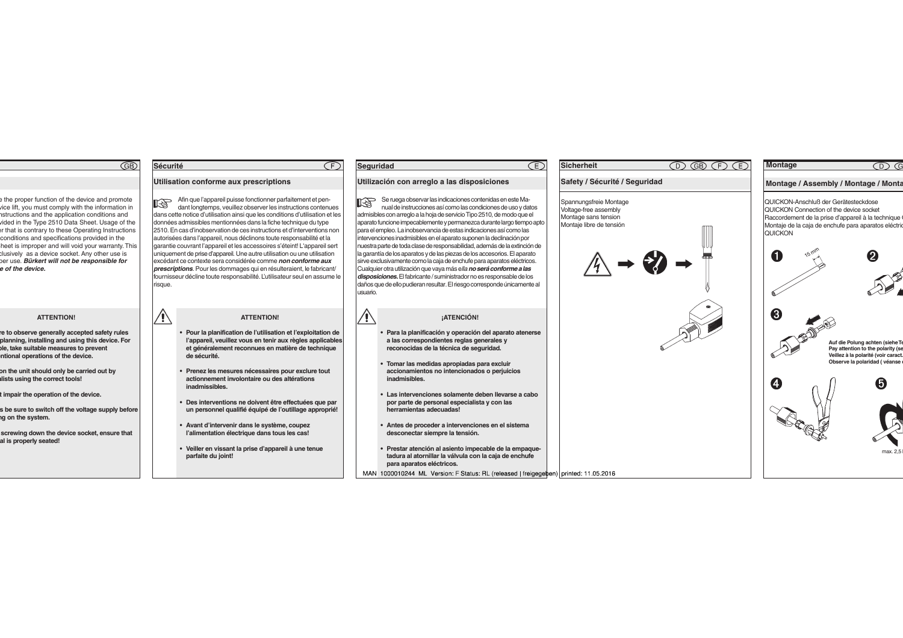GB

e the proper function of the device and promote vice lift, you must comply with the information in nstructions and the application conditions and vided in the Type 2510 Data Sheet. Usage of the r that is contrary to these Operating Instructions conditions and specifications provided in the heet is improper and will void your warranty. This clusively as a device socket. Any other use is per use. ***Bürkert will not be responsible for e of the device.***

**ATTENTION!**

**re to observe generally accepted safety rules planning, installing and using this device. For ble, take suitable measures to prevent ntional operations of the device.**

**on the unit should only be carried out by alists using the correct tools!**

**t impair the operation of the device.**

**s be sure to switch off the voltage supply before ng on the system.**

**screwing down the device socket, ensure that al is properly seated!**

## Sécurité

F

### Utilisation conforme aux prescriptions

Afin que l'appareil puisse fonctionner parfaitement et pendant longtemps, veuillez observer les instructions contenues dans cette notice d'utilisation ainsi que les conditions d'utilisation et les données admissibles mentionnées dans la fiche technique du type 2510. En cas d'inobservation de ces instructions et d'interventions non autorisées dans l'appareil, nous déclinons toute responsabilité et la garantie couvrant l'appareil et les accessoires s'éteint! L'appareil sert uniquement de prise d'appareil. Une autre utilisation ou une utilisation excédant ce contexte sera considérée comme ***non conforme aux prescriptions***. Pour les dommages qui en résulteraient, le fabricant/ fournisseur décline toute responsabilité. L'utilisateur seul en assume le risque.

**ATTENTION!**

- **Pour la planification de l'utilisation et l'exploitation de l'appareil, veuillez vous en tenir aux règles applicables et généralement reconnues en matière de technique de sécurité.**
- **Prenez les mesures nécessaires pour exclure tout actionnement involontaire ou des altérations inadmissibles.**
- **Des interventions ne doivent être effectuées que par un personnel qualifié équipé de l'outillage approprié!**
- **Avant d'intervenir dans le système, coupez l'alimentation électrique dans tous les cas!**
- **Veiller en vissant la prise d'appareil à une tenue parfaite du joint!**

## Seguridad

E

### Utilización con arreglo a las disposiciones

Se ruega observar las indicaciones contenidas en este Manual de instrucciones así como las condiciones de uso y datos admisibles con arreglo a la hoja de servicio Tipo 2510, de modo que el aparato funcione impecablemente y permanezca durante largo tiempo apto para el empleo. La inobservancia de estas indicaciones así como las intervenciones inadmisibles en el aparato suponen la declinación por nuestra parte de toda clase de responsabilidad, además de la extinción de la garantía de los aparatos y de las piezas de los accesorios. El aparato sirve exclusivamente como la caja de enchufe para aparatos eléctricos. Cualquier otra utilización que vaya más *ella* ***no será conforme a las disposiciones.*** El fabricante / suministrador no es responsable de los daños que de ello pudieran resultar. El riesgo corresponde únicamente al usuario.

**¡ATENCIÓN!**

- **Para la planificación y operación del aparato atenerse a las correspondientes reglas generales y reconocidas de la técnica de seguridad.**
- **Tomar las medidas apropiadas para excluir accionamientos no intencionados o perjuicios inadmisibles.**
- **Las intervenciones solamente deben llevarse a cabo por parte de personal especialista y con las herramientas adecuadas!**
- **Antes de proceder a intervenciones en el sistema desconectar siempre la tensión.**
- **Prestar atención al asiento impecable de la empaquetadura al atornillar la válvula con la caja de enchufe para aparatos eléctricos.**

## Sicherheit

D GB F E

### Safety / Sécurité / Seguridad

Spannungsfreie Montage
Voltage-free assembly
Montage sans tension
Montaje libre de tensión

## Montage

D G

### Montage / Assembly / Montage / Monta

QUICKON-Anschluß der Gerätesteckdose
QUICKON Connection of the device socket
Raccordement de la prise d'appareil à la technique Q
Montaje de la caja de enchufe para aparatos eléctric
QUICKON

1 15 mm

2

3

**Auf die Polung achten (siehe Te**
**Pay attention to the polarity (se**
**Veillez à la polarité (voir caract.**
**Observe la polaridad ( véanse**

4

5

max. 2,5

MAN 1000010244 ML Version: F Status: RL (released | freigegeben) printed: 11.05.2016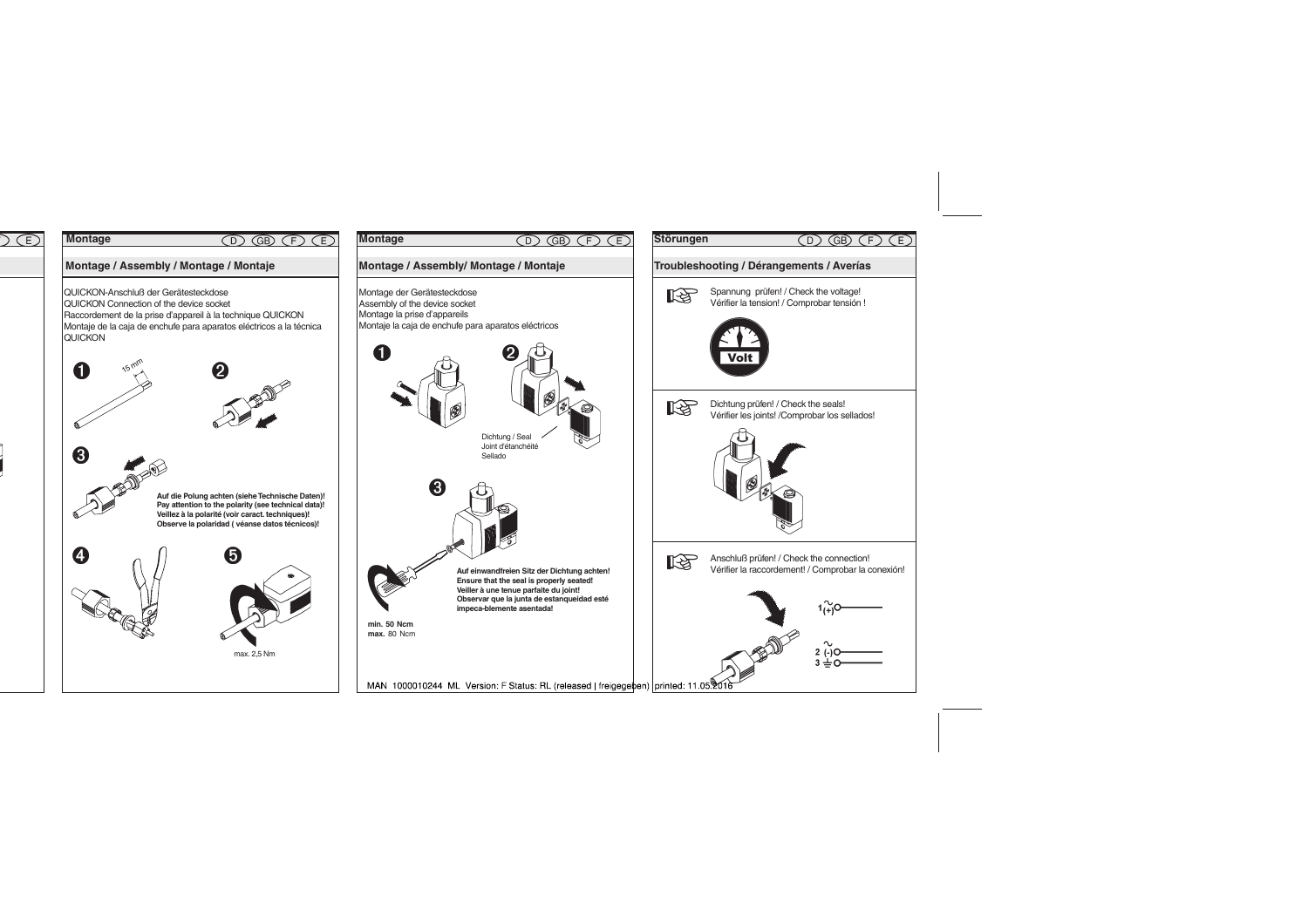## Montage / Assembly / Montage / Montaje

QUICKON-Anschluß der Gerätesteckdose
QUICKON Connection of the device socket
Raccordement de la prise d'appareil à la technique QUICKON
Montaje de la caja de enchufe para aparatos eléctricos a la técnica QUICKON

❶ 15 mm

❷

❸

**Auf die Polung achten (siehe Technische Daten)!**
**Pay attention to the polarity (see technical data)!**
**Veillez à la polarité (voir caract. techniques)!**
**Observe la polaridad ( véanse datos técnicos)!**

❹

❺

max. 2,5 Nm

## Montage / Assembly/ Montage / Montaje

Montage der Gerätesteckdose
Assembly of the device socket
Montage la prise d'appareils
Montaje la caja de enchufe para aparatos eléctricos

❶

❷

Dichtung / Seal
Joint d'étanchéité
Sellado

❸

**Auf einwandfreien Sitz der Dichtung achten!**
**Ensure that the seal is properly seated!**
**Veiller à une tenue parfaite du joint!**
**Observar que la junta de estanqueidad esté impeca-blemente asentada!**

**min.** 50 Ncm
**max.** 80 Ncm

## Troubleshooting / Dérangements / Averías

Spannung prüfen! / Check the voltage!
Vérifier la tension! / Comprobar tensión !

Volt

Dichtung prüfen! / Check the seals!
Vérifier les joints! /Comprobar los sellados!

Anschluß prüfen! / Check the connection!
Vérifier la raccordement! / Comprobar la conexión!

1 ~ (+)

2 ~ (-)

3 ⏚

MAN 1000010244 ML Version: F Status: RL (released | freigegeben) printed: 11.05.2016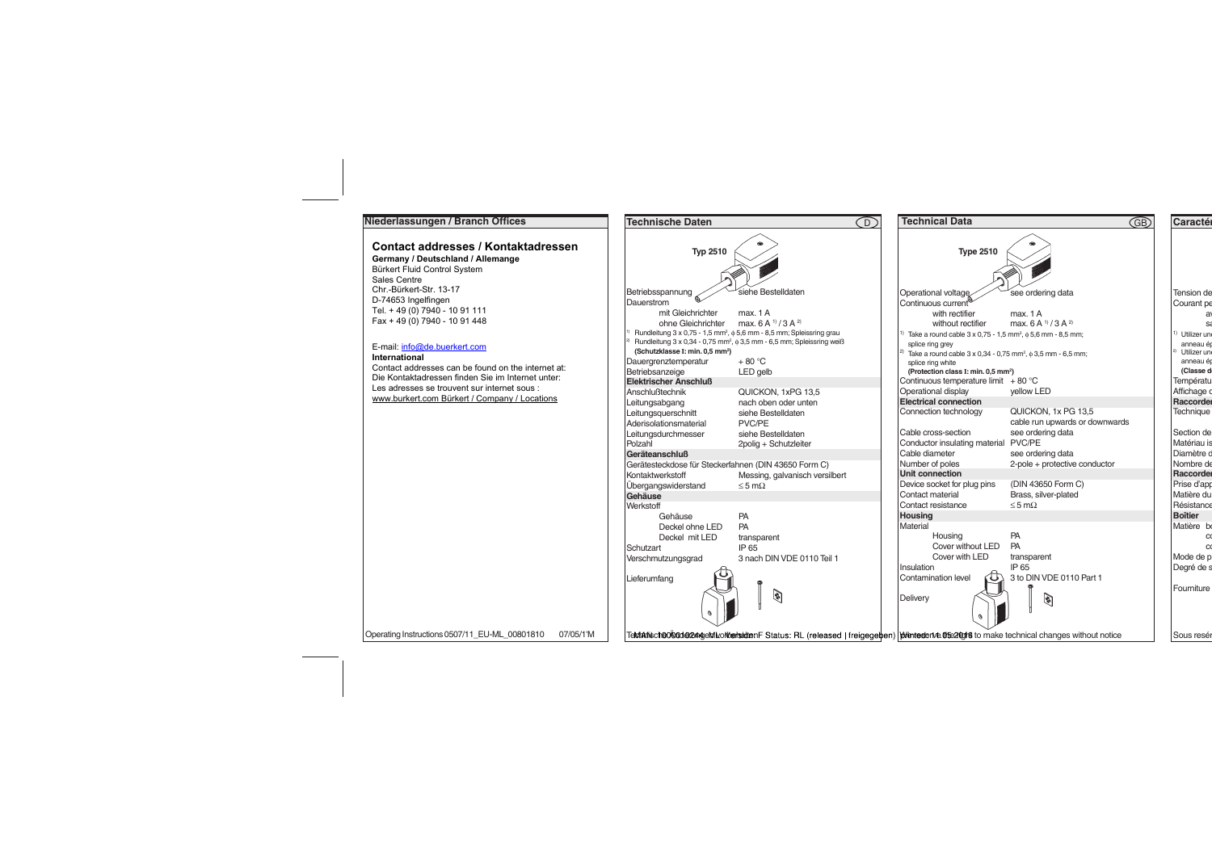## Niederlassungen / Branch Offices

### Contact addresses / Kontaktadressen

**Germany / Deutschland / Allemange**

Bürkert Fluid Control System
Sales Centre
Chr.-Bürkert-Str. 13-17
D-74653 Ingelfingen
Tel. + 49 (0) 7940 - 10 91 111
Fax + 49 (0) 7940 - 10 91 448

E-mail: info@de.buerkert.com

**International**

Contact addresses can be found on the internet at:
Die Kontaktadressen finden Sie im Internet unter:
Les adresses se trouvent sur internet sous :
www.burkert.com Bürkert / Company / Locations

Operating Instructions 0507/11_EU-ML_00801810 07/05/1'M

## Technische Daten (D)

**Typ 2510**

| | |
|---|---|
| Betriebsspannung | siehe Bestelldaten |
| Dauerstrom | |
| mit Gleichrichter | max. 1 A |
| ohne Gleichrichter | max. 6 A [1] / 3 A [2] |

[1] Rundleitung 3 x 0,75 - 1,5 mm², ϕ 5,6 mm - 8,5 mm; Spleissring grau
[2] Rundleitung 3 x 0,34 - 0,75 mm², ϕ 3,5 mm - 6,5 mm; Spleissring weiß
**(Schutzklasse I: min. 0,5 mm²)**

| | |
|---|---|
| Dauergrenztemperatur | + 80 °C |
| Betriebsanzeige | LED gelb |
| **Elektrischer Anschluß** | |
| Anschlußtechnik | QUICKON, 1xPG 13,5 |
| Leitungsabgang | nach oben oder unten |
| Leitungsquerschnitt | siehe Bestelldaten |
| Aderisolationsmaterial | PVC/PE |
| Leitungsdurchmesser | siehe Bestelldaten |
| Polzahl | 2polig + Schutzleiter |
| **Geräteanschluß** | |
| Gerätesteckdose für Steckerfahnen (DIN 43650 Form C) | |
| Kontaktwerkstoff | Messing, galvanisch versilbert |
| Übergangswiderstand | ≤ 5 mΩ |
| **Gehäuse** | |
| Werkstoff | |
| Gehäuse | PA |
| Deckel ohne LED | PA |
| Deckel mit LED | transparent |
| Schutzart | IP 65 |
| Verschmutzungsgrad | 3 nach DIN VDE 0110 Teil 1 |
| Lieferumfang | |

Technische Änderungen vorbehalten

## Technical Data (GB)

**Type 2510**

| | |
|---|---|
| Operational voltage | see ordering data |
| Continuous current | |
| with rectifier | max. 1 A |
| without rectifier | max. 6 A [1] / 3 A [2] |

[1] Take a round cable 3 x 0,75 - 1,5 mm², ϕ 5,6 mm - 8,5 mm; splice ring grey
[2] Take a round cable 3 x 0,34 - 0,75 mm², ϕ 3,5 mm - 6,5 mm; splice ring white
**(Protection class I: min. 0,5 mm²)**

| | |
|---|---|
| Continuous temperature limit | + 80 °C |
| Operational display | yellow LED |
| **Electrical connection** | |
| Connection technology | QUICKON, 1x PG 13,5 cable run upwards or downwards |
| Cable cross-section | see ordering data |
| Conductor insulating material | PVC/PE |
| Cable diameter | see ordering data |
| Number of poles | 2-pole + protective conductor |
| **Unit connection** | |
| Device socket for plug pins | (DIN 43650 Form C) |
| Contact material | Brass, silver-plated |
| Contact resistance | ≤ 5 mΩ |
| **Housing** | |
| Material | |
| Housing | PA |
| Cover without LED | PA |
| Cover with LED | transparent |
| Insulation | IP 65 |
| Contamination level | 3 to DIN VDE 0110 Part 1 |
| Delivery | |

We reserve the right to make technical changes without notice

MAN 1000102244 ML Version: F Status: RL (released | freigegeben) printed: 14.05.2018

## Caractér...

Tension de...
Courant pe...
Température...
Affichage d...
**Raccorde...**
Technique...
Section de...
Matériau is...
Diamètre d...
Nombre de...
**Raccorde...**
Prise d'app...
Matière du...
Résistance...
**Boîtier**
Matière b...
Mode de p...
Degré de s...
Fourniture...

Sous réser...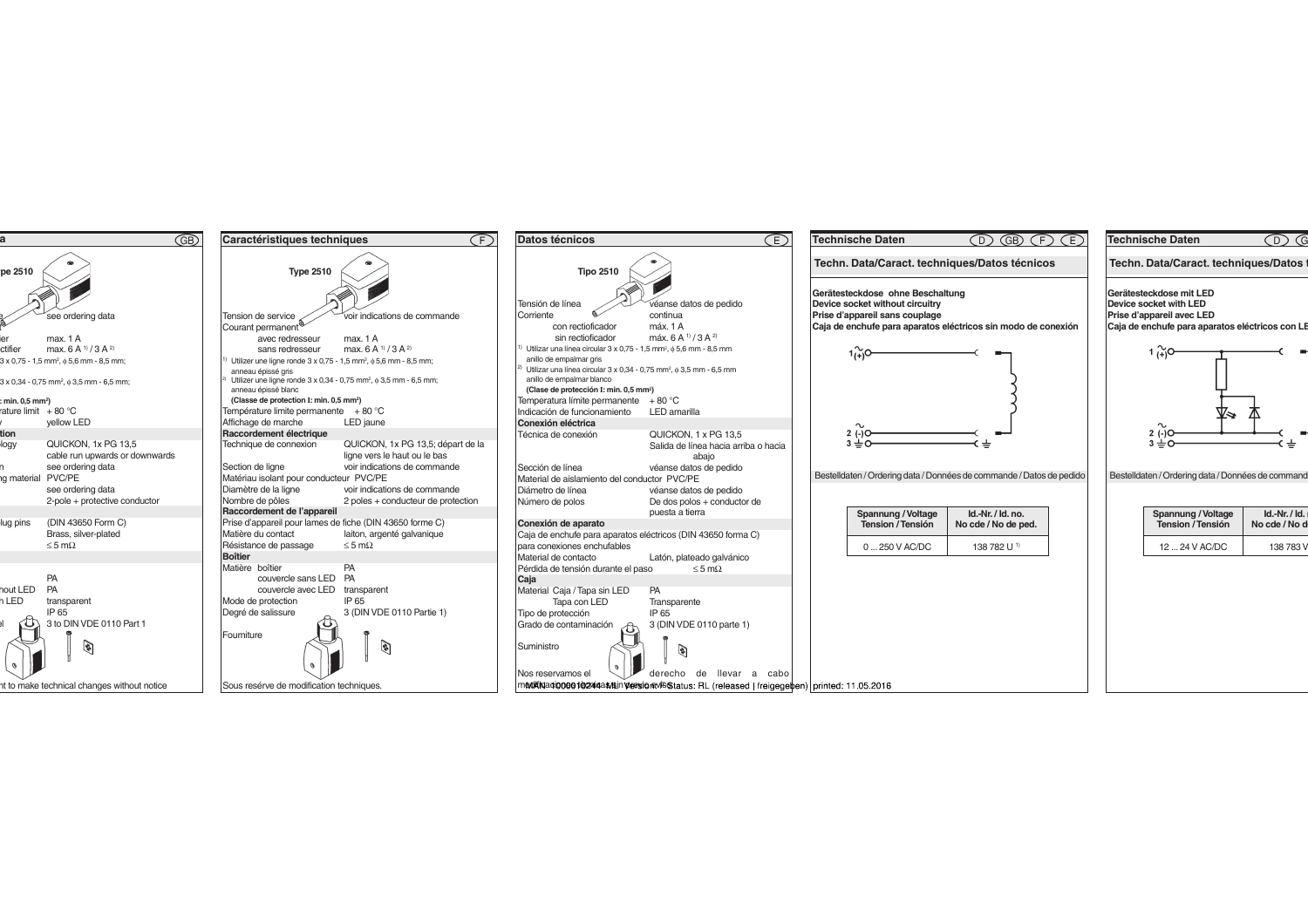## a (GB)

**pe 2510**

see ordering data

ier max. 1 A

ctifier max. 6 A [1)] / 3 A [2)]

3 x 0,75 - 1,5 mm², ϕ 5,6 mm - 8,5 mm;

3 x 0,34 - 0,75 mm², ϕ 3,5 mm - 6,5 mm;

: min. 0,5 mm²)

rature limit + 80 °C

yellow LED

**tion**

logy QUICKON, 1x PG 13,5
cable run upwards or downwards

n see ordering data

g material PVC/PE

see ordering data

2-pole + protective conductor

lug pins (DIN 43650 Form C)
Brass, silver-plated
≤ 5 mΩ

PA

hout LED PA

n LED transparent

IP 65

l 3 to DIN VDE 0110 Part 1

nt to make technical changes without notice

## Caractéristiques techniques (F)

**Type 2510**

| | |
|---|---|
| Tension de service | voir indications de commande |
| Courant permanent | |
| avec redresseur | max. 1 A |
| sans redresseur | max. 6 A [1)] / 3 A [2)] |

1) Utilizer une ligne ronde 3 x 0,75 - 1,5 mm², ϕ 5,6 mm - 8,5 mm; anneau épissé gris

2) Utilizer une ligne ronde 3 x 0,34 - 0,75 mm², ϕ 3,5 mm - 6,5 mm; anneau épissé blanc

**(Classe de protection I: min. 0,5 mm²)**

| | |
|---|---|
| Température limite permanente | + 80 °C |
| Affichage de marche | LED jaune |
| **Raccordement électrique** | |
| Technique de connexion | QUICKON, 1x PG 13,5; départ de la ligne vers le haut ou le bas |
| Section de ligne | voir indications de commande |
| Matériau isolant pour conducteur | PVC/PE |
| Diamètre de la ligne | voir indications de commande |
| Nombre de pôles | 2 poles + conducteur de protection |
| **Raccordement de l'appareil** | |
| Prise d'appareil pour lames de fiche (DIN 43650 forme C) | |
| Matière du contact | laiton, argenté galvanique |
| Résistance de passage | ≤ 5 mΩ |
| **Boîtier** | |
| Matière boîtier | PA |
| couvercle sans LED | PA |
| couvercle avec LED | transparent |
| Mode de protection | IP 65 |
| Degré de salissure | 3 (DIN VDE 0110 Partie 1) |
| Fourniture | |

Sous reserve de modification techniques.

## Datos técnicos (E)

**Tipo 2510**

| | |
|---|---|
| Tensión de línea | véanse datos de pedido |
| Corriente | continua |
| con rectificador | máx. 1 A |
| sin rectificador | máx. 6 A [1)] / 3 A [2)] |

1) Utilizar una línea circular 3 x 0,75 - 1,5 mm², ϕ 5,6 mm - 8,5 mm anillo de empalmar gris

2) Utilizar una línea circular 3 x 0,34 - 0,75 mm², ϕ 3,5 mm - 6,5 mm anillo de empalmar blanco

**(Clase de protección I: min. 0,5 mm²)**

| | |
|---|---|
| Temperatura límite permanente | + 80 °C |
| Indicación de funcionamiento | LED amarilla |
| **Conexión eléctrica** | |
| Técnica de conexión | QUICKON, 1 x PG 13,5 Salida de línea hacia arriba o hacia abajo |
| Sección de línea | véanse datos de pedido |
| Material de aislamiento del conductor | PVC/PE |
| Diámetro de línea | véanse datos de pedido |
| Número de polos | De dos polos + conductor de puesta a tierra |
| **Conexión de aparato** | |
| Caja de enchufe para aparatos eléctricos (DIN 43650 forma C) para conexiones enchufables | |
| Material de contacto | Latón, plateado galvánico |
| Pérdida de tensión durante el paso | ≤ 5 mΩ |
| **Caja** | |
| Material Caja / Tapa sin LED | PA |
| Tapa con LED | Transparente |
| Tipo de protección | IP 65 |
| Grado de contaminación | 3 (DIN VDE 0110 parte 1) |
| Suministro | |

Nos reservamos el derecho de llevar a cabo modificaciones técnicas sin previo aviso.

## Technische Daten (D) (GB) (F) (E)

### Techn. Data/Caract. techniques/Datos técnicos

**Gerätesteckdose ohne Beschaltung**
**Device socket without circuitry**
**Prise d'appareil sans couplage**
**Caja de enchufe para aparatos eléctricos sin modo de conexión**

1 (+)
2 (-)
3 ⏚

Bestelldaten / Ordering data / Données de commande / Datos de pedido

| Spannung / Voltage Tension / Tensión | Id.-Nr. / Id. no. No cde / No de ped. |
|---|---|
| 0 ... 250 V AC/DC | 138 782 U [1)] |

## Technische Daten (D) (G

### Techn. Data/Caract. techniques/Datos t

**Gerätesteckdose mit LED**
**Device socket with LED**
**Prise d'appareil avec LED**
**Caja de enchufe para aparatos eléctricos con LE**

1 (+)
2 (-)
3 ⏚

Bestelldaten / Ordering data / Données de command

| Spannung / Voltage Tension / Tensión | Id.-Nr. / Id. No cde / No d |
|---|---|
| 12 ... 24 V AC/DC | 138 783 V |

MKN: 00000010244 · ML · Version: K · Status: RL (released | freigegeben) · printed: 11.05.2016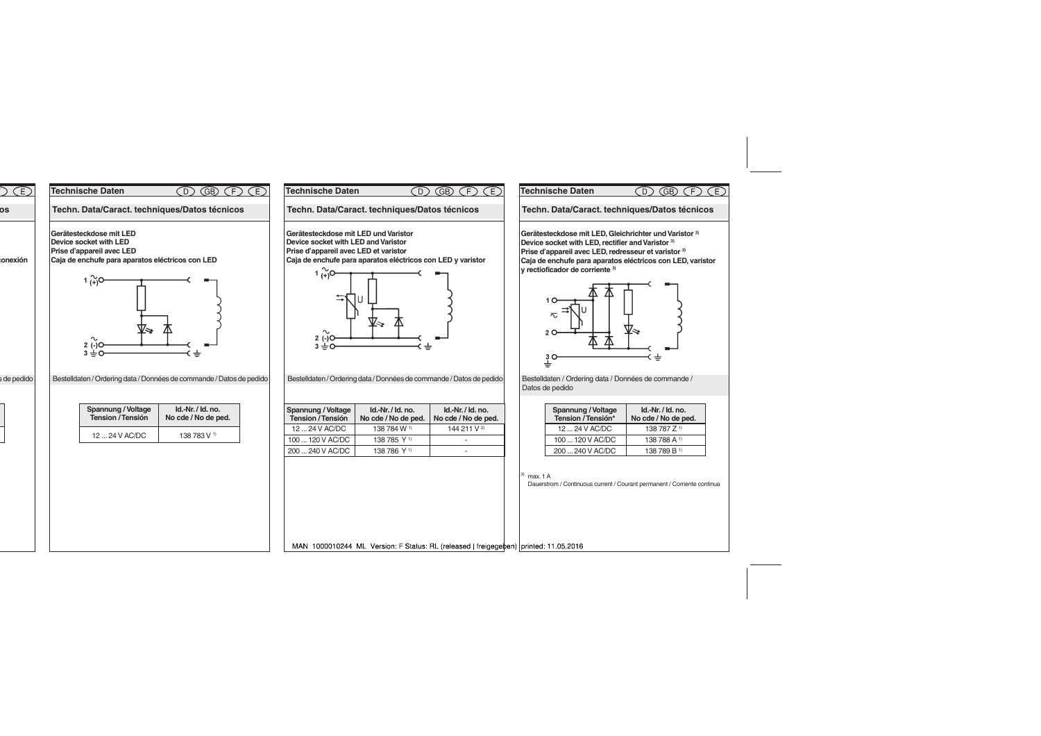## Technische Daten

### Techn. Data/Caract. techniques/Datos técnicos

**Gerätesteckdose mit LED**
**Device socket with LED**
**Prise d'appareil avec LED**
**Caja de enchufe para aparatos eléctricos con LED**

1 ~ (+)

2 ~ (-)

3 ⏚

Bestelldaten / Ordering data / Données de commande / Datos de pedido

| Spannung / Voltage Tension / Tensión | Id.-Nr. / Id. no. No cde / No de ped. |
|---|---|
| 12 ... 24 V AC/DC | 138 783 V [1] |

## Technische Daten

### Techn. Data/Caract. techniques/Datos técnicos

**Gerätesteckdose mit LED und Varistor**
**Device socket with LED and Varistor**
**Prise d'appareil avec LED et varistor**
**Caja de enchufe para aparatos eléctricos con LED y varistor**

1 ~ (+)

U

2 ~ (-)

3 ⏚

Bestelldaten / Ordering data / Données de commande / Datos de pedido

| Spannung / Voltage Tension / Tensión | Id.-Nr. / Id. no. No cde / No de ped. | Id.-Nr. / Id. no. No cde / No de ped. |
|---|---|---|
| 12 ... 24 V AC/DC | 138 784 W [1] | 144 211 V [2] |
| 100 ... 120 V AC/DC | 138 785 Y [1] | - |
| 200 ... 240 V AC/DC | 138 786 Y [1] | - |

## Technische Daten

### Techn. Data/Caract. techniques/Datos técnicos

**Gerätesteckdose mit LED, Gleichrichter und Varistor [3]**
**Device socket with LED, rectifier and Varistor [3]**
**Prise d'appareil avec LED, redresseur et varistor [3]**
**Caja de enchufe para aparatos eléctricos con LED, varistor y rectioficador de corriente [3]**

1

U

2

3 ⏚

Bestelldaten / Ordering data / Données de commande / Datos de pedido

| Spannung / Voltage Tension / Tensión* | Id.-Nr. / Id. no. No cde / No de ped. |
|---|---|
| 12 ... 24 V AC/DC | 138 787 Z [1] |
| 100 ... 120 V AC/DC | 138 788 A [1] |
| 200 ... 240 V AC/DC | 138 789 B [1] |

[3] max. 1 A
Dauerstrom / Continuous current / Courant permanent / Corriente continua

MAN 1000010244 ML Version: F Status: RL (released | freigegeben) printed: 11.05.2016